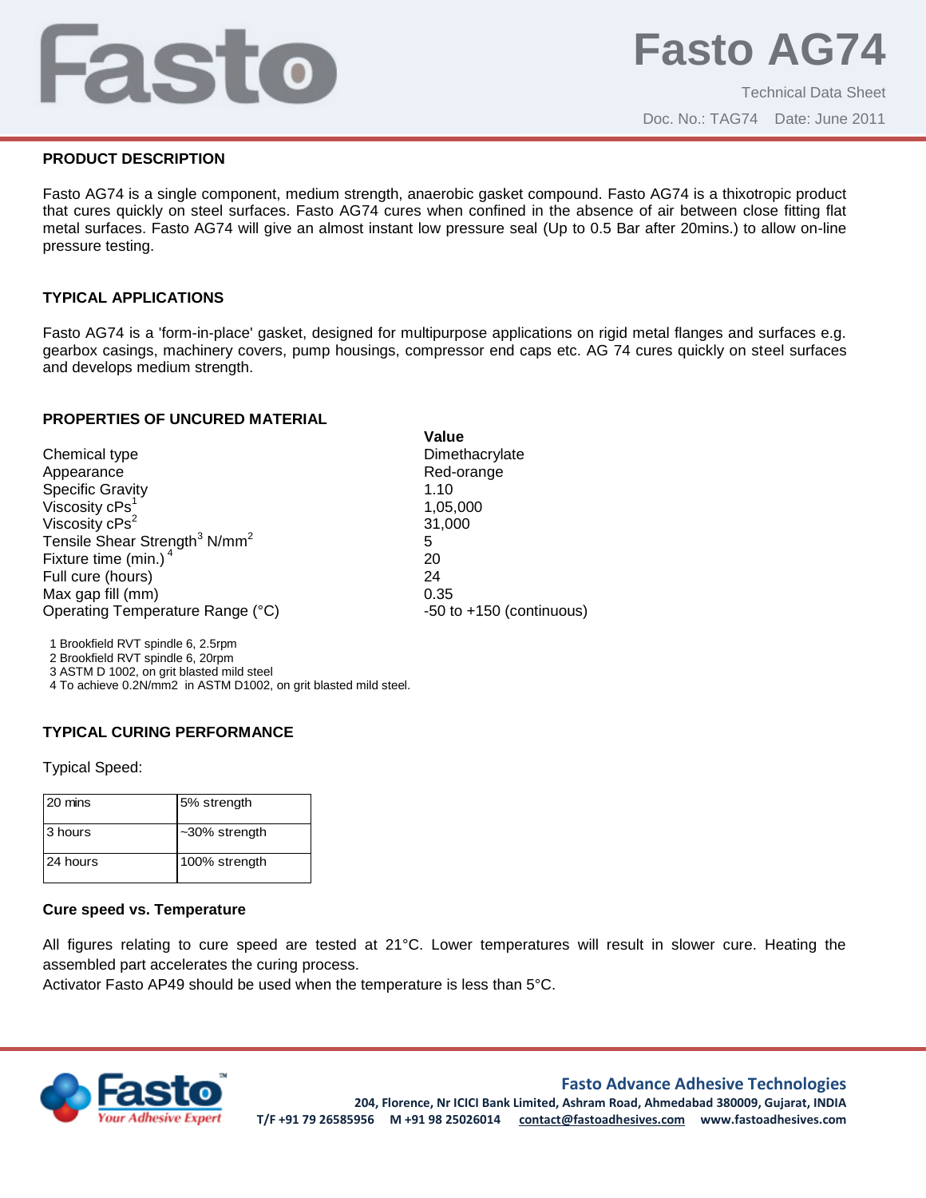# Fasto AG74

Technical Data Sheet

Doc. No.: TAG74 Date: June 2011

## PRODUCT DESCRIPTION

Fasto AG74 is a single component, medium strength, anaerobic gasket compound. Fasto AG74 is a thixotropic product that cures quickly on steel surfaces. Fasto AG74 cures when confined in the absence of air between close fitting flat metal surfaces. Fasto AG74 will give an almost instant low pressure seal (Up to 0.5 Bar after 20mins.) to allow on-line pressure testing.

## TYPICAL APPLICATIONS

Fasto AG74 is a 'form-in-place' gasket, designed for multipurpose applications on rigid metal flanges and surfaces e.g. gearbox casings, machinery covers, pump housings, compressor end caps etc. AG 74 cures quickly on steel surfaces and develops medium strength.

## PROPERTIES OF UNCURED MATERIAL

| | **Value** |
|---|---|
| Chemical type | Dimethacrylate |
| Appearance | Red-orange |
| Specific Gravity | 1.10 |
| Viscosity cPs[1] | 1,05,000 |
| Viscosity cPs[2] | 31,000 |
| Tensile Shear Strength[3] N/mm$^2$ | 5 |
| Fixture time (min.)[4] | 20 |
| Full cure (hours) | 24 |
| Max gap fill (mm) | 0.35 |
| Operating Temperature Range (°C) | -50 to +150 (continuous) |

1 Brookfield RVT spindle 6, 2.5rpm
2 Brookfield RVT spindle 6, 20rpm
3 ASTM D 1002, on grit blasted mild steel
4 To achieve 0.2N/mm2 in ASTM D1002, on grit blasted mild steel.

## TYPICAL CURING PERFORMANCE

Typical Speed:

| | |
|---|---|
| 20 mins | 5% strength |
| 3 hours | ~30% strength |
| 24 hours | 100% strength |

### Cure speed vs. Temperature

All figures relating to cure speed are tested at 21°C. Lower temperatures will result in slower cure. Heating the assembled part accelerates the curing process.
Activator Fasto AP49 should be used when the temperature is less than 5°C.

**Fasto Advance Adhesive Technologies**
204, Florence, Nr ICICI Bank Limited, Ashram Road, Ahmedabad 380009, Gujarat, INDIA
T/F +91 79 26585956 M +91 98 25026014 contact@fastoadhesives.com www.fastoadhesives.com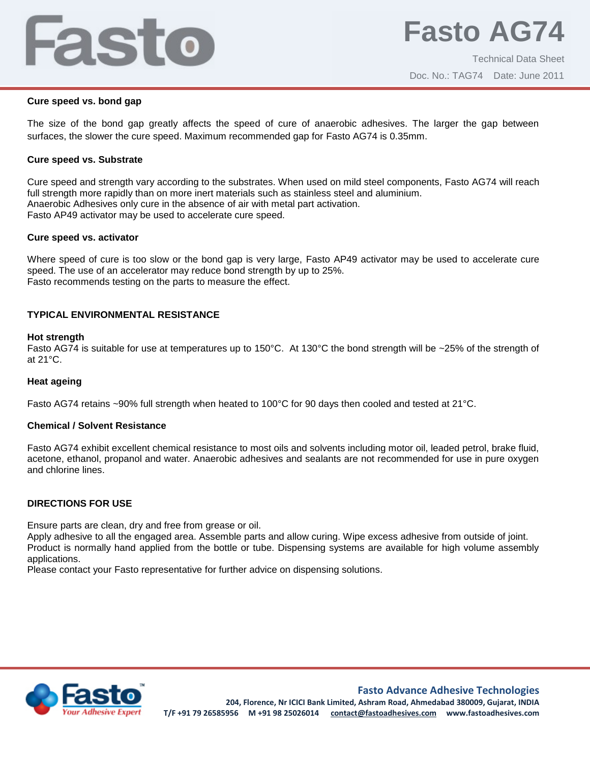### Cure speed vs. bond gap

The size of the bond gap greatly affects the speed of cure of anaerobic adhesives. The larger the gap between surfaces, the slower the cure speed. Maximum recommended gap for Fasto AG74 is 0.35mm.

### Cure speed vs. Substrate

Cure speed and strength vary according to the substrates. When used on mild steel components, Fasto AG74 will reach full strength more rapidly than on more inert materials such as stainless steel and aluminium.
Anaerobic Adhesives only cure in the absence of air with metal part activation.
Fasto AP49 activator may be used to accelerate cure speed.

### Cure speed vs. activator

Where speed of cure is too slow or the bond gap is very large, Fasto AP49 activator may be used to accelerate cure speed. The use of an accelerator may reduce bond strength by up to 25%.
Fasto recommends testing on the parts to measure the effect.

## TYPICAL ENVIRONMENTAL RESISTANCE

### Hot strength

Fasto AG74 is suitable for use at temperatures up to 150°C. At 130°C the bond strength will be ~25% of the strength of at 21°C.

### Heat ageing

Fasto AG74 retains ~90% full strength when heated to 100°C for 90 days then cooled and tested at 21°C.

### Chemical / Solvent Resistance

Fasto AG74 exhibit excellent chemical resistance to most oils and solvents including motor oil, leaded petrol, brake fluid, acetone, ethanol, propanol and water. Anaerobic adhesives and sealants are not recommended for use in pure oxygen and chlorine lines.

## DIRECTIONS FOR USE

Ensure parts are clean, dry and free from grease or oil.
Apply adhesive to all the engaged area. Assemble parts and allow curing. Wipe excess adhesive from outside of joint.
Product is normally hand applied from the bottle or tube. Dispensing systems are available for high volume assembly applications.
Please contact your Fasto representative for further advice on dispensing solutions.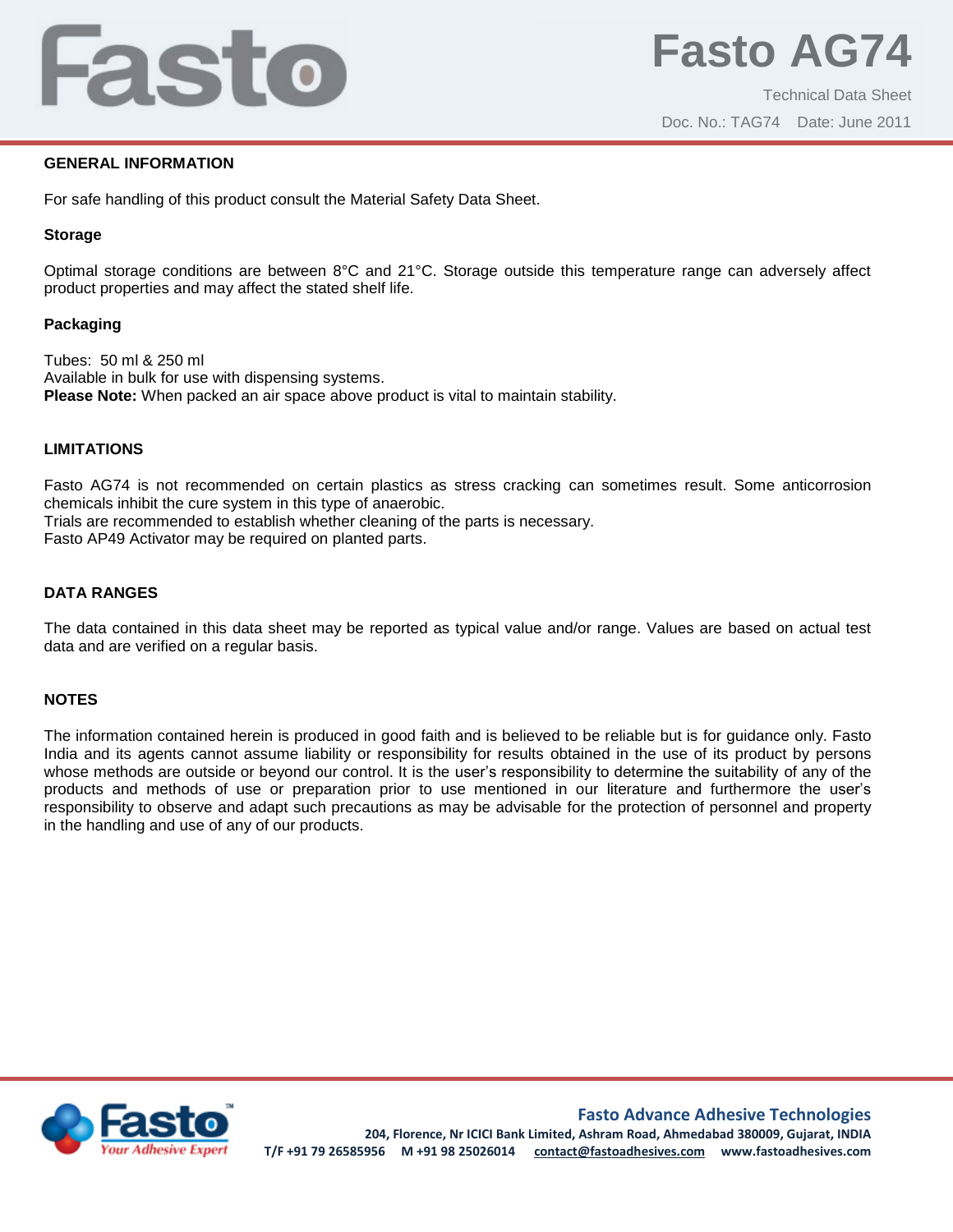## GENERAL INFORMATION

For safe handling of this product consult the Material Safety Data Sheet.

### Storage

Optimal storage conditions are between 8°C and 21°C. Storage outside this temperature range can adversely affect product properties and may affect the stated shelf life.

### Packaging

Tubes: 50 ml & 250 ml
Available in bulk for use with dispensing systems.
**Please Note:** When packed an air space above product is vital to maintain stability.

## LIMITATIONS

Fasto AG74 is not recommended on certain plastics as stress cracking can sometimes result. Some anticorrosion chemicals inhibit the cure system in this type of anaerobic.
Trials are recommended to establish whether cleaning of the parts is necessary.
Fasto AP49 Activator may be required on planted parts.

## DATA RANGES

The data contained in this data sheet may be reported as typical value and/or range. Values are based on actual test data and are verified on a regular basis.

## NOTES

The information contained herein is produced in good faith and is believed to be reliable but is for guidance only. Fasto India and its agents cannot assume liability or responsibility for results obtained in the use of its product by persons whose methods are outside or beyond our control. It is the user's responsibility to determine the suitability of any of the products and methods of use or preparation prior to use mentioned in our literature and furthermore the user's responsibility to observe and adapt such precautions as may be advisable for the protection of personnel and property in the handling and use of any of our products.